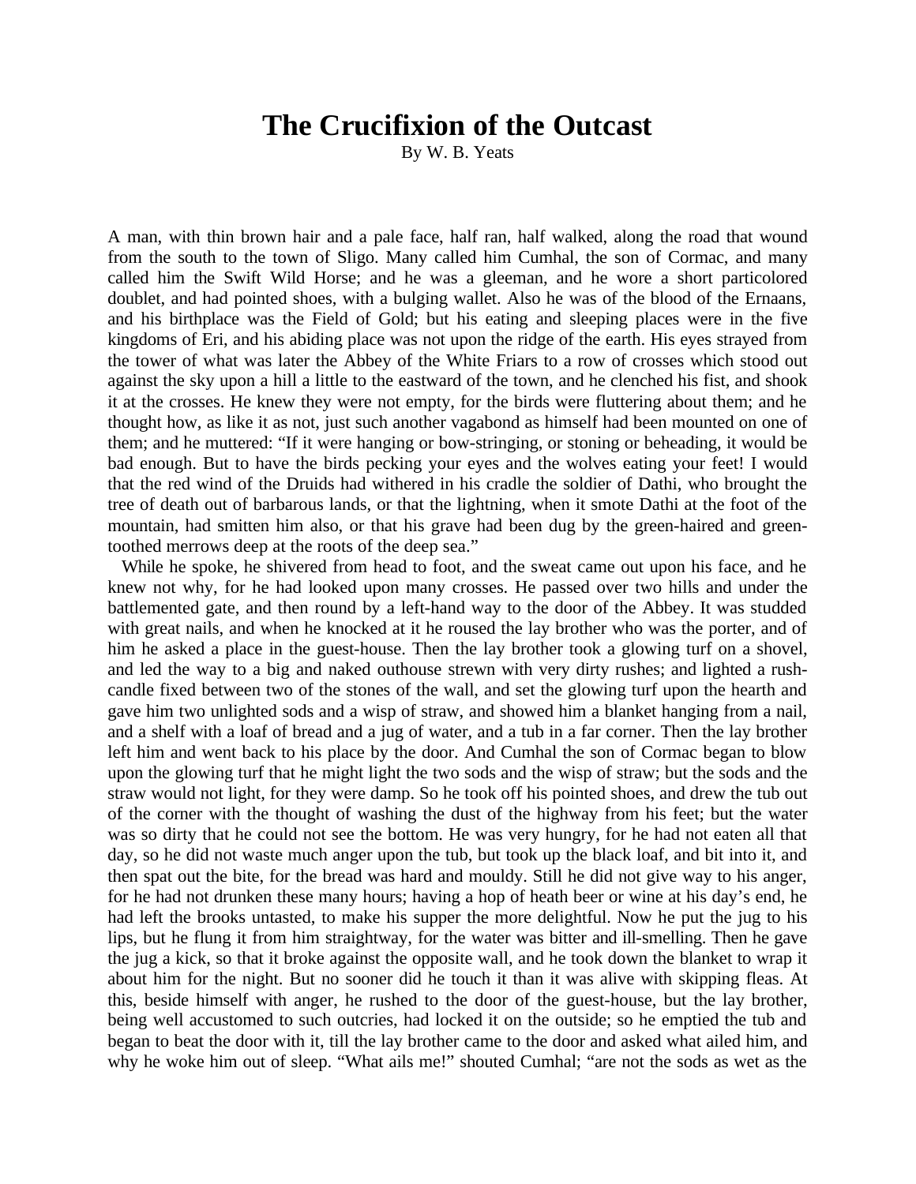# The Crucifixion of the Outcast

By W. B. Yeats

A man, with thin brown hair and a pale face, half ran, half walked, along the road that wound from the south to the town of Sligo. Many called him Cumhal, the son of Cormac, and many called him the Swift Wild Horse; and he was a gleeman, and he wore a short particolored doublet, and had pointed shoes, with a bulging wallet. Also he was of the blood of the Ernaans, and his birthplace was the Field of Gold; but his eating and sleeping places were in the five kingdoms of Eri, and his abiding place was not upon the ridge of the earth. His eyes strayed from the tower of what was later the Abbey of the White Friars to a row of crosses which stood out against the sky upon a hill a little to the eastward of the town, and he clenched his fist, and shook it at the crosses. He knew they were not empty, for the birds were fluttering about them; and he thought how, as like it as not, just such another vagabond as himself had been mounted on one of them; and he muttered: "If it were hanging or bow-stringing, or stoning or beheading, it would be bad enough. But to have the birds pecking your eyes and the wolves eating your feet! I would that the red wind of the Druids had withered in his cradle the soldier of Dathi, who brought the tree of death out of barbarous lands, or that the lightning, when it smote Dathi at the foot of the mountain, had smitten him also, or that his grave had been dug by the green-haired and green-toothed merrows deep at the roots of the deep sea."

While he spoke, he shivered from head to foot, and the sweat came out upon his face, and he knew not why, for he had looked upon many crosses. He passed over two hills and under the battlemented gate, and then round by a left-hand way to the door of the Abbey. It was studded with great nails, and when he knocked at it he roused the lay brother who was the porter, and of him he asked a place in the guest-house. Then the lay brother took a glowing turf on a shovel, and led the way to a big and naked outhouse strewn with very dirty rushes; and lighted a rush-candle fixed between two of the stones of the wall, and set the glowing turf upon the hearth and gave him two unlighted sods and a wisp of straw, and showed him a blanket hanging from a nail, and a shelf with a loaf of bread and a jug of water, and a tub in a far corner. Then the lay brother left him and went back to his place by the door. And Cumhal the son of Cormac began to blow upon the glowing turf that he might light the two sods and the wisp of straw; but the sods and the straw would not light, for they were damp. So he took off his pointed shoes, and drew the tub out of the corner with the thought of washing the dust of the highway from his feet; but the water was so dirty that he could not see the bottom. He was very hungry, for he had not eaten all that day, so he did not waste much anger upon the tub, but took up the black loaf, and bit into it, and then spat out the bite, for the bread was hard and mouldy. Still he did not give way to his anger, for he had not drunken these many hours; having a hop of heath beer or wine at his day's end, he had left the brooks untasted, to make his supper the more delightful. Now he put the jug to his lips, but he flung it from him straightway, for the water was bitter and ill-smelling. Then he gave the jug a kick, so that it broke against the opposite wall, and he took down the blanket to wrap it about him for the night. But no sooner did he touch it than it was alive with skipping fleas. At this, beside himself with anger, he rushed to the door of the guest-house, but the lay brother, being well accustomed to such outcries, had locked it on the outside; so he emptied the tub and began to beat the door with it, till the lay brother came to the door and asked what ailed him, and why he woke him out of sleep. "What ails me!" shouted Cumhal; "are not the sods as wet as the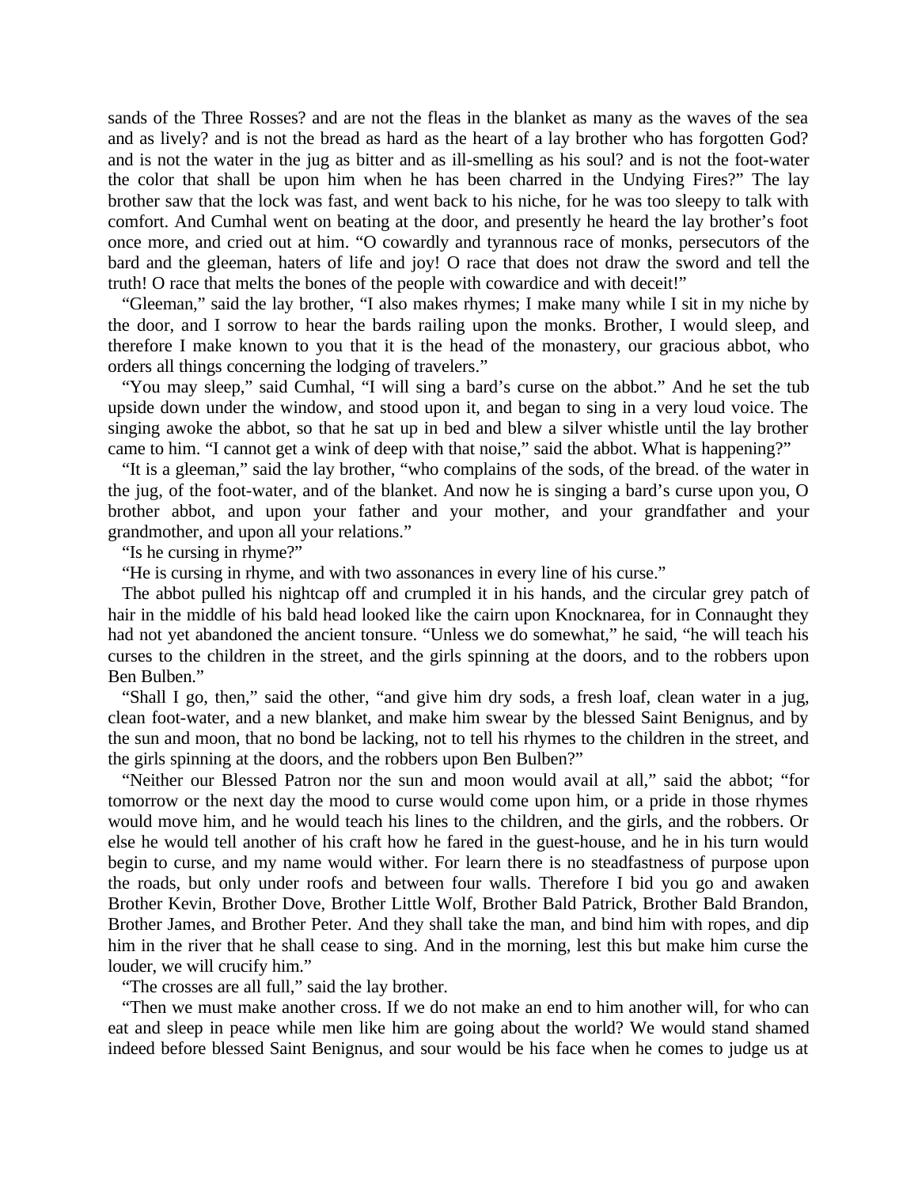sands of the Three Rosses? and are not the fleas in the blanket as many as the waves of the sea and as lively? and is not the bread as hard as the heart of a lay brother who has forgotten God? and is not the water in the jug as bitter and as ill-smelling as his soul? and is not the foot-water the color that shall be upon him when he has been charred in the Undying Fires?" The lay brother saw that the lock was fast, and went back to his niche, for he was too sleepy to talk with comfort. And Cumhal went on beating at the door, and presently he heard the lay brother's foot once more, and cried out at him. "O cowardly and tyrannous race of monks, persecutors of the bard and the gleeman, haters of life and joy! O race that does not draw the sword and tell the truth! O race that melts the bones of the people with cowardice and with deceit!"

"Gleeman," said the lay brother, "I also makes rhymes; I make many while I sit in my niche by the door, and I sorrow to hear the bards railing upon the monks. Brother, I would sleep, and therefore I make known to you that it is the head of the monastery, our gracious abbot, who orders all things concerning the lodging of travelers."

"You may sleep," said Cumhal, "I will sing a bard's curse on the abbot." And he set the tub upside down under the window, and stood upon it, and began to sing in a very loud voice. The singing awoke the abbot, so that he sat up in bed and blew a silver whistle until the lay brother came to him. "I cannot get a wink of deep with that noise," said the abbot. What is happening?"

"It is a gleeman," said the lay brother, "who complains of the sods, of the bread. of the water in the jug, of the foot-water, and of the blanket. And now he is singing a bard's curse upon you, O brother abbot, and upon your father and your mother, and your grandfather and your grandmother, and upon all your relations."

"Is he cursing in rhyme?"

"He is cursing in rhyme, and with two assonances in every line of his curse."

The abbot pulled his nightcap off and crumpled it in his hands, and the circular grey patch of hair in the middle of his bald head looked like the cairn upon Knocknarea, for in Connaught they had not yet abandoned the ancient tonsure. "Unless we do somewhat," he said, "he will teach his curses to the children in the street, and the girls spinning at the doors, and to the robbers upon Ben Bulben."

"Shall I go, then," said the other, "and give him dry sods, a fresh loaf, clean water in a jug, clean foot-water, and a new blanket, and make him swear by the blessed Saint Benignus, and by the sun and moon, that no bond be lacking, not to tell his rhymes to the children in the street, and the girls spinning at the doors, and the robbers upon Ben Bulben?"

"Neither our Blessed Patron nor the sun and moon would avail at all," said the abbot; "for tomorrow or the next day the mood to curse would come upon him, or a pride in those rhymes would move him, and he would teach his lines to the children, and the girls, and the robbers. Or else he would tell another of his craft how he fared in the guest-house, and he in his turn would begin to curse, and my name would wither. For learn there is no steadfastness of purpose upon the roads, but only under roofs and between four walls. Therefore I bid you go and awaken Brother Kevin, Brother Dove, Brother Little Wolf, Brother Bald Patrick, Brother Bald Brandon, Brother James, and Brother Peter. And they shall take the man, and bind him with ropes, and dip him in the river that he shall cease to sing. And in the morning, lest this but make him curse the louder, we will crucify him."

"The crosses are all full," said the lay brother.

"Then we must make another cross. If we do not make an end to him another will, for who can eat and sleep in peace while men like him are going about the world? We would stand shamed indeed before blessed Saint Benignus, and sour would be his face when he comes to judge us at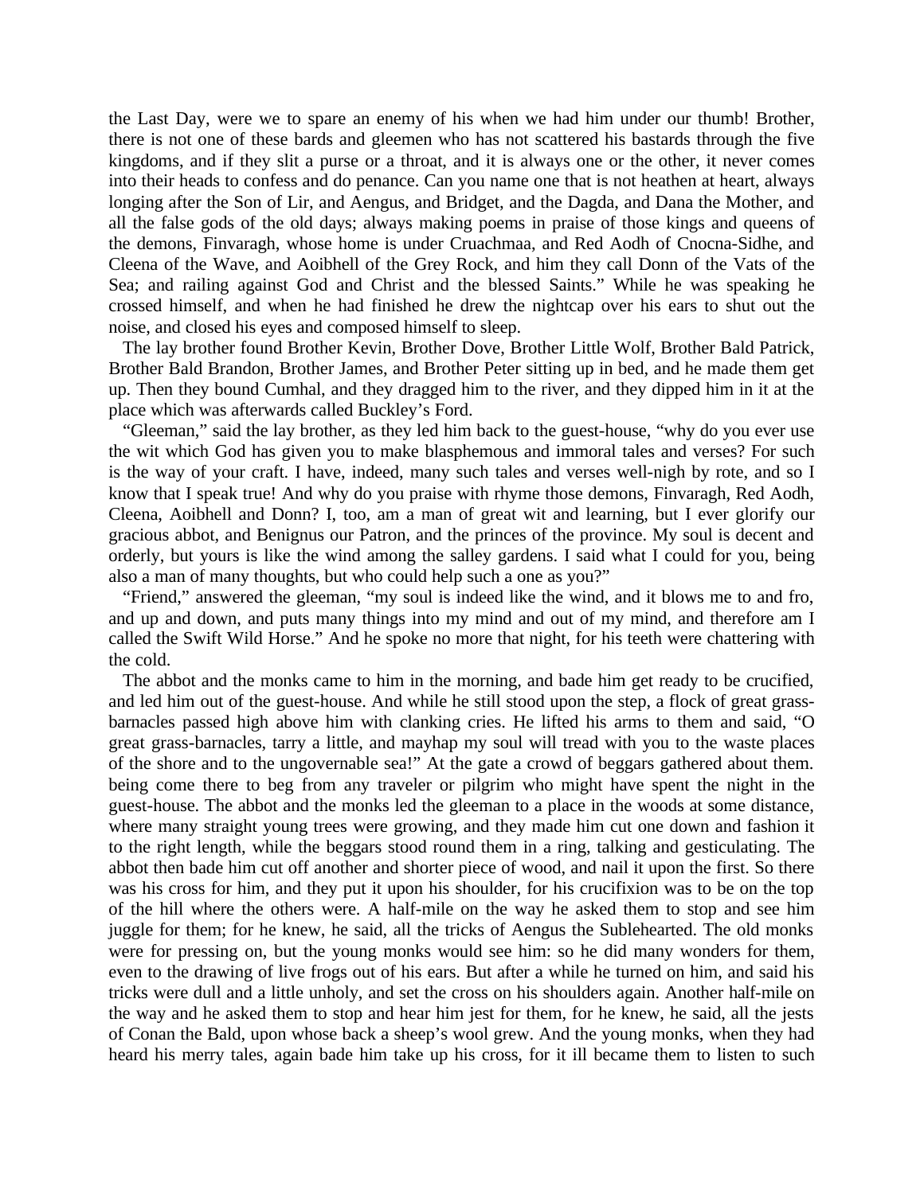the Last Day, were we to spare an enemy of his when we had him under our thumb! Brother, there is not one of these bards and gleemen who has not scattered his bastards through the five kingdoms, and if they slit a purse or a throat, and it is always one or the other, it never comes into their heads to confess and do penance. Can you name one that is not heathen at heart, always longing after the Son of Lir, and Aengus, and Bridget, and the Dagda, and Dana the Mother, and all the false gods of the old days; always making poems in praise of those kings and queens of the demons, Finvaragh, whose home is under Cruachmaa, and Red Aodh of Cnocna-Sidhe, and Cleena of the Wave, and Aoibhell of the Grey Rock, and him they call Donn of the Vats of the Sea; and railing against God and Christ and the blessed Saints." While he was speaking he crossed himself, and when he had finished he drew the nightcap over his ears to shut out the noise, and closed his eyes and composed himself to sleep.

The lay brother found Brother Kevin, Brother Dove, Brother Little Wolf, Brother Bald Patrick, Brother Bald Brandon, Brother James, and Brother Peter sitting up in bed, and he made them get up. Then they bound Cumhal, and they dragged him to the river, and they dipped him in it at the place which was afterwards called Buckley's Ford.

"Gleeman," said the lay brother, as they led him back to the guest-house, "why do you ever use the wit which God has given you to make blasphemous and immoral tales and verses? For such is the way of your craft. I have, indeed, many such tales and verses well-nigh by rote, and so I know that I speak true! And why do you praise with rhyme those demons, Finvaragh, Red Aodh, Cleena, Aoibhell and Donn? I, too, am a man of great wit and learning, but I ever glorify our gracious abbot, and Benignus our Patron, and the princes of the province. My soul is decent and orderly, but yours is like the wind among the salley gardens. I said what I could for you, being also a man of many thoughts, but who could help such a one as you?"

"Friend," answered the gleeman, "my soul is indeed like the wind, and it blows me to and fro, and up and down, and puts many things into my mind and out of my mind, and therefore am I called the Swift Wild Horse." And he spoke no more that night, for his teeth were chattering with the cold.

The abbot and the monks came to him in the morning, and bade him get ready to be crucified, and led him out of the guest-house. And while he still stood upon the step, a flock of great grass-barnacles passed high above him with clanking cries. He lifted his arms to them and said, "O great grass-barnacles, tarry a little, and mayhap my soul will tread with you to the waste places of the shore and to the ungovernable sea!" At the gate a crowd of beggars gathered about them. being come there to beg from any traveler or pilgrim who might have spent the night in the guest-house. The abbot and the monks led the gleeman to a place in the woods at some distance, where many straight young trees were growing, and they made him cut one down and fashion it to the right length, while the beggars stood round them in a ring, talking and gesticulating. The abbot then bade him cut off another and shorter piece of wood, and nail it upon the first. So there was his cross for him, and they put it upon his shoulder, for his crucifixion was to be on the top of the hill where the others were. A half-mile on the way he asked them to stop and see him juggle for them; for he knew, he said, all the tricks of Aengus the Sublehearted. The old monks were for pressing on, but the young monks would see him: so he did many wonders for them, even to the drawing of live frogs out of his ears. But after a while he turned on him, and said his tricks were dull and a little unholy, and set the cross on his shoulders again. Another half-mile on the way and he asked them to stop and hear him jest for them, for he knew, he said, all the jests of Conan the Bald, upon whose back a sheep's wool grew. And the young monks, when they had heard his merry tales, again bade him take up his cross, for it ill became them to listen to such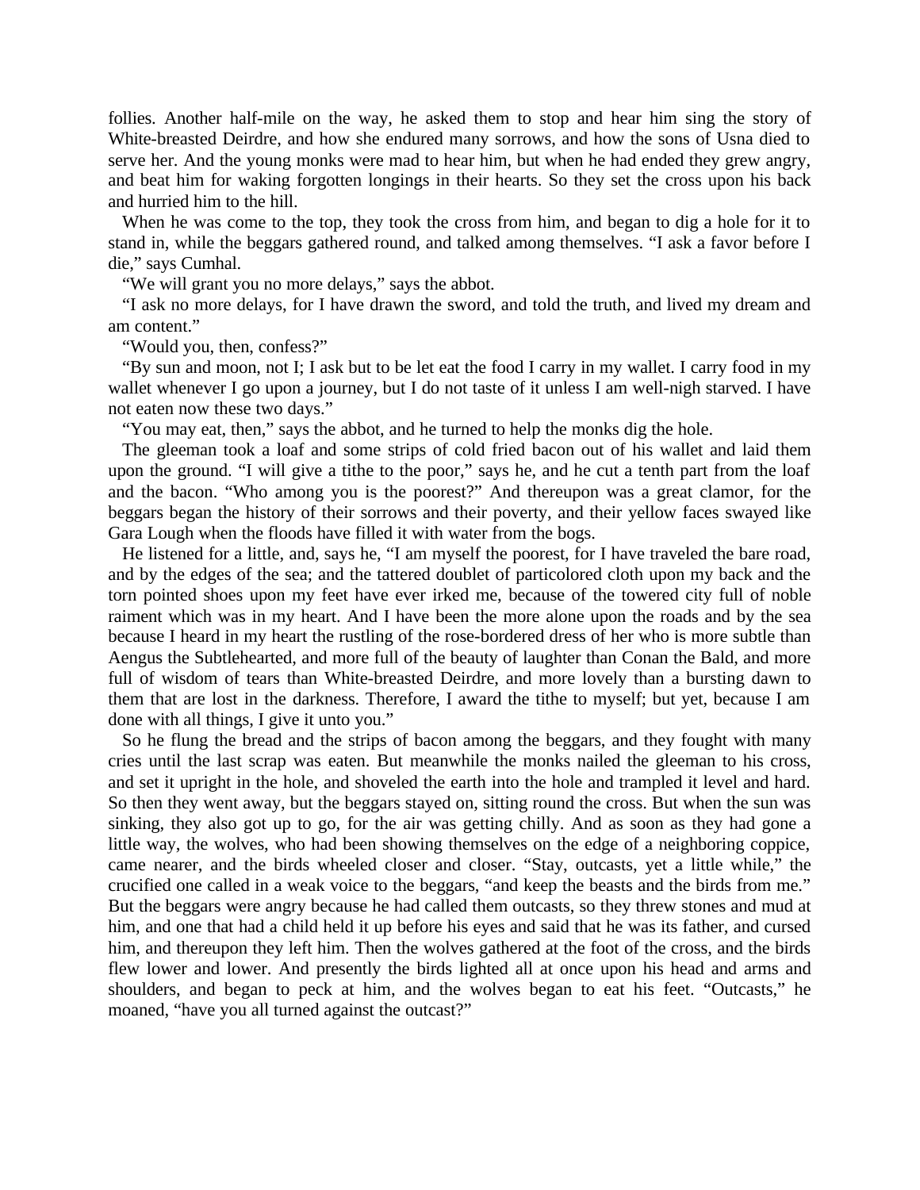follies. Another half-mile on the way, he asked them to stop and hear him sing the story of White-breasted Deirdre, and how she endured many sorrows, and how the sons of Usna died to serve her. And the young monks were mad to hear him, but when he had ended they grew angry, and beat him for waking forgotten longings in their hearts. So they set the cross upon his back and hurried him to the hill.

When he was come to the top, they took the cross from him, and began to dig a hole for it to stand in, while the beggars gathered round, and talked among themselves. "I ask a favor before I die," says Cumhal.

"We will grant you no more delays," says the abbot.

"I ask no more delays, for I have drawn the sword, and told the truth, and lived my dream and am content."

"Would you, then, confess?"

"By sun and moon, not I; I ask but to be let eat the food I carry in my wallet. I carry food in my wallet whenever I go upon a journey, but I do not taste of it unless I am well-nigh starved. I have not eaten now these two days."

"You may eat, then," says the abbot, and he turned to help the monks dig the hole.

The gleeman took a loaf and some strips of cold fried bacon out of his wallet and laid them upon the ground. "I will give a tithe to the poor," says he, and he cut a tenth part from the loaf and the bacon. "Who among you is the poorest?" And thereupon was a great clamor, for the beggars began the history of their sorrows and their poverty, and their yellow faces swayed like Gara Lough when the floods have filled it with water from the bogs.

He listened for a little, and, says he, "I am myself the poorest, for I have traveled the bare road, and by the edges of the sea; and the tattered doublet of particolored cloth upon my back and the torn pointed shoes upon my feet have ever irked me, because of the towered city full of noble raiment which was in my heart. And I have been the more alone upon the roads and by the sea because I heard in my heart the rustling of the rose-bordered dress of her who is more subtle than Aengus the Subtlehearted, and more full of the beauty of laughter than Conan the Bald, and more full of wisdom of tears than White-breasted Deirdre, and more lovely than a bursting dawn to them that are lost in the darkness. Therefore, I award the tithe to myself; but yet, because I am done with all things, I give it unto you."

So he flung the bread and the strips of bacon among the beggars, and they fought with many cries until the last scrap was eaten. But meanwhile the monks nailed the gleeman to his cross, and set it upright in the hole, and shoveled the earth into the hole and trampled it level and hard. So then they went away, but the beggars stayed on, sitting round the cross. But when the sun was sinking, they also got up to go, for the air was getting chilly. And as soon as they had gone a little way, the wolves, who had been showing themselves on the edge of a neighboring coppice, came nearer, and the birds wheeled closer and closer. "Stay, outcasts, yet a little while," the crucified one called in a weak voice to the beggars, "and keep the beasts and the birds from me." But the beggars were angry because he had called them outcasts, so they threw stones and mud at him, and one that had a child held it up before his eyes and said that he was its father, and cursed him, and thereupon they left him. Then the wolves gathered at the foot of the cross, and the birds flew lower and lower. And presently the birds lighted all at once upon his head and arms and shoulders, and began to peck at him, and the wolves began to eat his feet. "Outcasts," he moaned, "have you all turned against the outcast?"